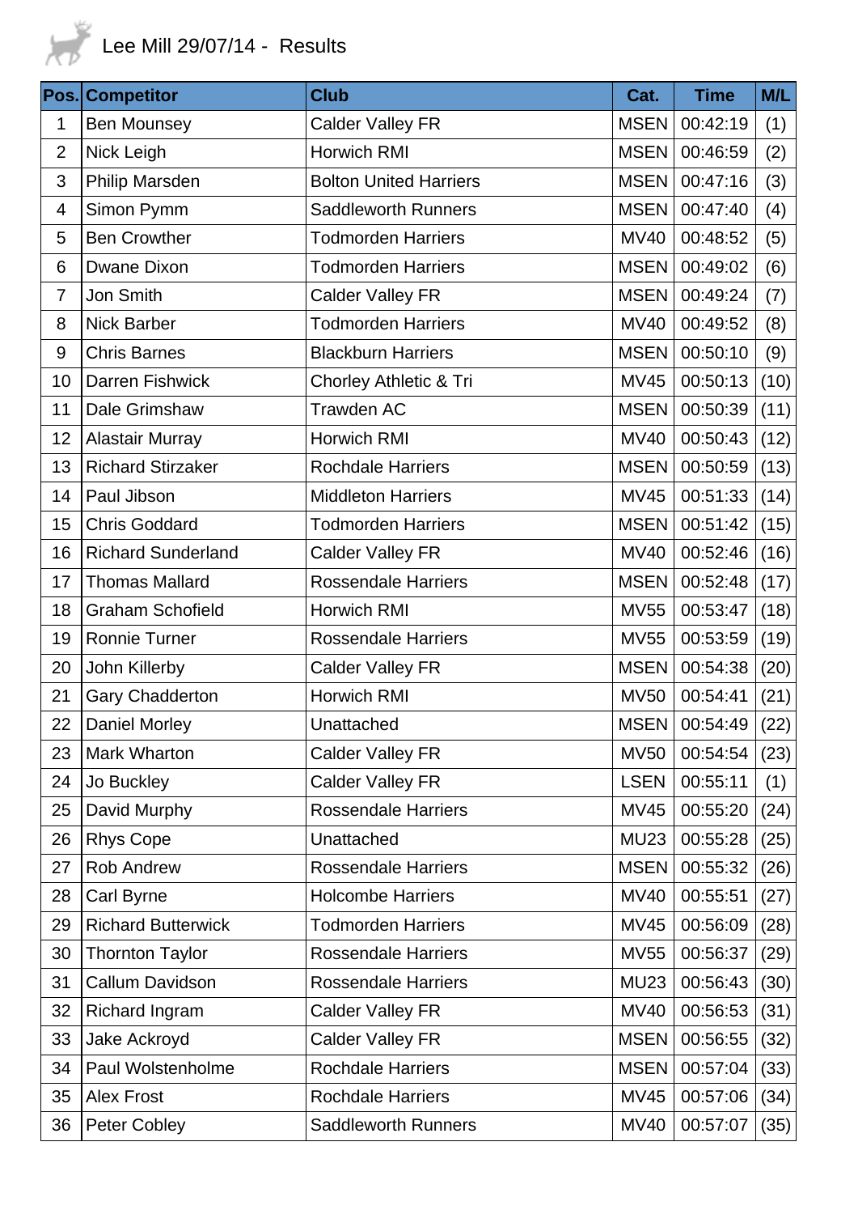# Lee Mill 29/07/14 - Results

| Pos. | Competitor | Club | Cat. | Time | M/L |
|---|---|---|---|---|---|
| 1 | Ben Mounsey | Calder Valley FR | MSEN | 00:42:19 | (1) |
| 2 | Nick Leigh | Horwich RMI | MSEN | 00:46:59 | (2) |
| 3 | Philip Marsden | Bolton United Harriers | MSEN | 00:47:16 | (3) |
| 4 | Simon Pymm | Saddleworth Runners | MSEN | 00:47:40 | (4) |
| 5 | Ben Crowther | Todmorden Harriers | MV40 | 00:48:52 | (5) |
| 6 | Dwane Dixon | Todmorden Harriers | MSEN | 00:49:02 | (6) |
| 7 | Jon Smith | Calder Valley FR | MSEN | 00:49:24 | (7) |
| 8 | Nick Barber | Todmorden Harriers | MV40 | 00:49:52 | (8) |
| 9 | Chris Barnes | Blackburn Harriers | MSEN | 00:50:10 | (9) |
| 10 | Darren Fishwick | Chorley Athletic & Tri | MV45 | 00:50:13 | (10) |
| 11 | Dale Grimshaw | Trawden AC | MSEN | 00:50:39 | (11) |
| 12 | Alastair Murray | Horwich RMI | MV40 | 00:50:43 | (12) |
| 13 | Richard Stirzaker | Rochdale Harriers | MSEN | 00:50:59 | (13) |
| 14 | Paul Jibson | Middleton Harriers | MV45 | 00:51:33 | (14) |
| 15 | Chris Goddard | Todmorden Harriers | MSEN | 00:51:42 | (15) |
| 16 | Richard Sunderland | Calder Valley FR | MV40 | 00:52:46 | (16) |
| 17 | Thomas Mallard | Rossendale Harriers | MSEN | 00:52:48 | (17) |
| 18 | Graham Schofield | Horwich RMI | MV55 | 00:53:47 | (18) |
| 19 | Ronnie Turner | Rossendale Harriers | MV55 | 00:53:59 | (19) |
| 20 | John Killerby | Calder Valley FR | MSEN | 00:54:38 | (20) |
| 21 | Gary Chadderton | Horwich RMI | MV50 | 00:54:41 | (21) |
| 22 | Daniel Morley | Unattached | MSEN | 00:54:49 | (22) |
| 23 | Mark Wharton | Calder Valley FR | MV50 | 00:54:54 | (23) |
| 24 | Jo Buckley | Calder Valley FR | LSEN | 00:55:11 | (1) |
| 25 | David Murphy | Rossendale Harriers | MV45 | 00:55:20 | (24) |
| 26 | Rhys Cope | Unattached | MU23 | 00:55:28 | (25) |
| 27 | Rob Andrew | Rossendale Harriers | MSEN | 00:55:32 | (26) |
| 28 | Carl Byrne | Holcombe Harriers | MV40 | 00:55:51 | (27) |
| 29 | Richard Butterwick | Todmorden Harriers | MV45 | 00:56:09 | (28) |
| 30 | Thornton Taylor | Rossendale Harriers | MV55 | 00:56:37 | (29) |
| 31 | Callum Davidson | Rossendale Harriers | MU23 | 00:56:43 | (30) |
| 32 | Richard Ingram | Calder Valley FR | MV40 | 00:56:53 | (31) |
| 33 | Jake Ackroyd | Calder Valley FR | MSEN | 00:56:55 | (32) |
| 34 | Paul Wolstenholme | Rochdale Harriers | MSEN | 00:57:04 | (33) |
| 35 | Alex Frost | Rochdale Harriers | MV45 | 00:57:06 | (34) |
| 36 | Peter Cobley | Saddleworth Runners | MV40 | 00:57:07 | (35) |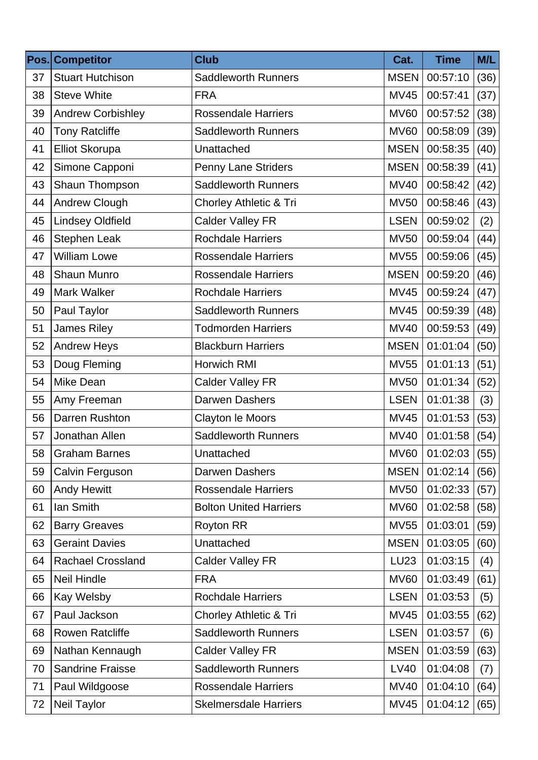| Pos. | Competitor | Club | Cat. | Time | M/L |
| --- | --- | --- | --- | --- | --- |
| 37 | Stuart Hutchison | Saddleworth Runners | MSEN | 00:57:10 | (36) |
| 38 | Steve White | FRA | MV45 | 00:57:41 | (37) |
| 39 | Andrew Corbishley | Rossendale Harriers | MV60 | 00:57:52 | (38) |
| 40 | Tony Ratcliffe | Saddleworth Runners | MV60 | 00:58:09 | (39) |
| 41 | Elliot Skorupa | Unattached | MSEN | 00:58:35 | (40) |
| 42 | Simone Capponi | Penny Lane Striders | MSEN | 00:58:39 | (41) |
| 43 | Shaun Thompson | Saddleworth Runners | MV40 | 00:58:42 | (42) |
| 44 | Andrew Clough | Chorley Athletic & Tri | MV50 | 00:58:46 | (43) |
| 45 | Lindsey Oldfield | Calder Valley FR | LSEN | 00:59:02 | (2) |
| 46 | Stephen Leak | Rochdale Harriers | MV50 | 00:59:04 | (44) |
| 47 | William Lowe | Rossendale Harriers | MV55 | 00:59:06 | (45) |
| 48 | Shaun Munro | Rossendale Harriers | MSEN | 00:59:20 | (46) |
| 49 | Mark Walker | Rochdale Harriers | MV45 | 00:59:24 | (47) |
| 50 | Paul Taylor | Saddleworth Runners | MV45 | 00:59:39 | (48) |
| 51 | James Riley | Todmorden Harriers | MV40 | 00:59:53 | (49) |
| 52 | Andrew Heys | Blackburn Harriers | MSEN | 01:01:04 | (50) |
| 53 | Doug Fleming | Horwich RMI | MV55 | 01:01:13 | (51) |
| 54 | Mike Dean | Calder Valley FR | MV50 | 01:01:34 | (52) |
| 55 | Amy Freeman | Darwen Dashers | LSEN | 01:01:38 | (3) |
| 56 | Darren Rushton | Clayton le Moors | MV45 | 01:01:53 | (53) |
| 57 | Jonathan Allen | Saddleworth Runners | MV40 | 01:01:58 | (54) |
| 58 | Graham Barnes | Unattached | MV60 | 01:02:03 | (55) |
| 59 | Calvin Ferguson | Darwen Dashers | MSEN | 01:02:14 | (56) |
| 60 | Andy Hewitt | Rossendale Harriers | MV50 | 01:02:33 | (57) |
| 61 | Ian Smith | Bolton United Harriers | MV60 | 01:02:58 | (58) |
| 62 | Barry Greaves | Royton RR | MV55 | 01:03:01 | (59) |
| 63 | Geraint Davies | Unattached | MSEN | 01:03:05 | (60) |
| 64 | Rachael Crossland | Calder Valley FR | LU23 | 01:03:15 | (4) |
| 65 | Neil Hindle | FRA | MV60 | 01:03:49 | (61) |
| 66 | Kay Welsby | Rochdale Harriers | LSEN | 01:03:53 | (5) |
| 67 | Paul Jackson | Chorley Athletic & Tri | MV45 | 01:03:55 | (62) |
| 68 | Rowen Ratcliffe | Saddleworth Runners | LSEN | 01:03:57 | (6) |
| 69 | Nathan Kennaugh | Calder Valley FR | MSEN | 01:03:59 | (63) |
| 70 | Sandrine Fraisse | Saddleworth Runners | LV40 | 01:04:08 | (7) |
| 71 | Paul Wildgoose | Rossendale Harriers | MV40 | 01:04:10 | (64) |
| 72 | Neil Taylor | Skelmersdale Harriers | MV45 | 01:04:12 | (65) |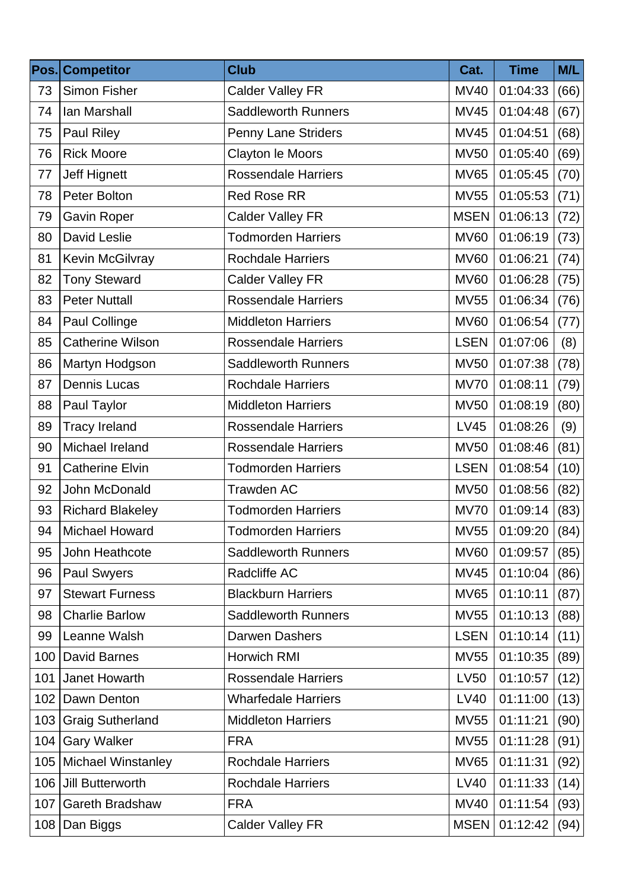| Pos. | Competitor | Club | Cat. | Time | M/L |
|---|---|---|---|---|---|
| 73 | Simon Fisher | Calder Valley FR | MV40 | 01:04:33 | (66) |
| 74 | Ian Marshall | Saddleworth Runners | MV45 | 01:04:48 | (67) |
| 75 | Paul Riley | Penny Lane Striders | MV45 | 01:04:51 | (68) |
| 76 | Rick Moore | Clayton le Moors | MV50 | 01:05:40 | (69) |
| 77 | Jeff Hignett | Rossendale Harriers | MV65 | 01:05:45 | (70) |
| 78 | Peter Bolton | Red Rose RR | MV55 | 01:05:53 | (71) |
| 79 | Gavin Roper | Calder Valley FR | MSEN | 01:06:13 | (72) |
| 80 | David Leslie | Todmorden Harriers | MV60 | 01:06:19 | (73) |
| 81 | Kevin McGilvray | Rochdale Harriers | MV60 | 01:06:21 | (74) |
| 82 | Tony Steward | Calder Valley FR | MV60 | 01:06:28 | (75) |
| 83 | Peter Nuttall | Rossendale Harriers | MV55 | 01:06:34 | (76) |
| 84 | Paul Collinge | Middleton Harriers | MV60 | 01:06:54 | (77) |
| 85 | Catherine Wilson | Rossendale Harriers | LSEN | 01:07:06 | (8) |
| 86 | Martyn Hodgson | Saddleworth Runners | MV50 | 01:07:38 | (78) |
| 87 | Dennis Lucas | Rochdale Harriers | MV70 | 01:08:11 | (79) |
| 88 | Paul Taylor | Middleton Harriers | MV50 | 01:08:19 | (80) |
| 89 | Tracy Ireland | Rossendale Harriers | LV45 | 01:08:26 | (9) |
| 90 | Michael Ireland | Rossendale Harriers | MV50 | 01:08:46 | (81) |
| 91 | Catherine Elvin | Todmorden Harriers | LSEN | 01:08:54 | (10) |
| 92 | John McDonald | Trawden AC | MV50 | 01:08:56 | (82) |
| 93 | Richard Blakeley | Todmorden Harriers | MV70 | 01:09:14 | (83) |
| 94 | Michael Howard | Todmorden Harriers | MV55 | 01:09:20 | (84) |
| 95 | John Heathcote | Saddleworth Runners | MV60 | 01:09:57 | (85) |
| 96 | Paul Swyers | Radcliffe AC | MV45 | 01:10:04 | (86) |
| 97 | Stewart Furness | Blackburn Harriers | MV65 | 01:10:11 | (87) |
| 98 | Charlie Barlow | Saddleworth Runners | MV55 | 01:10:13 | (88) |
| 99 | Leanne Walsh | Darwen Dashers | LSEN | 01:10:14 | (11) |
| 100 | David Barnes | Horwich RMI | MV55 | 01:10:35 | (89) |
| 101 | Janet Howarth | Rossendale Harriers | LV50 | 01:10:57 | (12) |
| 102 | Dawn Denton | Wharfedale Harriers | LV40 | 01:11:00 | (13) |
| 103 | Graig Sutherland | Middleton Harriers | MV55 | 01:11:21 | (90) |
| 104 | Gary Walker | FRA | MV55 | 01:11:28 | (91) |
| 105 | Michael Winstanley | Rochdale Harriers | MV65 | 01:11:31 | (92) |
| 106 | Jill Butterworth | Rochdale Harriers | LV40 | 01:11:33 | (14) |
| 107 | Gareth Bradshaw | FRA | MV40 | 01:11:54 | (93) |
| 108 | Dan Biggs | Calder Valley FR | MSEN | 01:12:42 | (94) |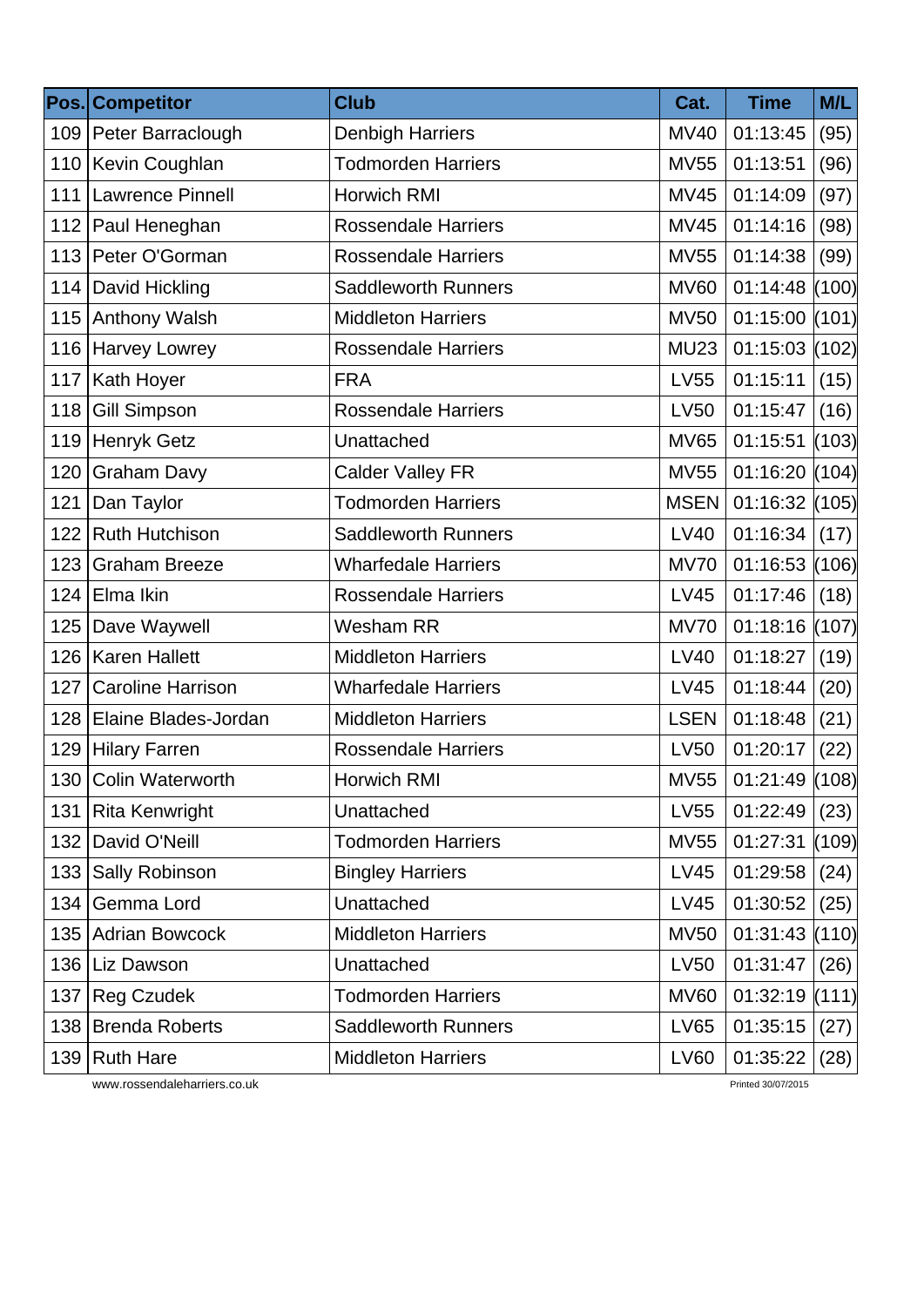| Pos. | Competitor | Club | Cat. | Time | M/L |
|---|---|---|---|---|---|
| 109 | Peter Barraclough | Denbigh Harriers | MV40 | 01:13:45 | (95) |
| 110 | Kevin Coughlan | Todmorden Harriers | MV55 | 01:13:51 | (96) |
| 111 | Lawrence Pinnell | Horwich RMI | MV45 | 01:14:09 | (97) |
| 112 | Paul Heneghan | Rossendale Harriers | MV45 | 01:14:16 | (98) |
| 113 | Peter O'Gorman | Rossendale Harriers | MV55 | 01:14:38 | (99) |
| 114 | David Hickling | Saddleworth Runners | MV60 | 01:14:48 | (100) |
| 115 | Anthony Walsh | Middleton Harriers | MV50 | 01:15:00 | (101) |
| 116 | Harvey Lowrey | Rossendale Harriers | MU23 | 01:15:03 | (102) |
| 117 | Kath Hoyer | FRA | LV55 | 01:15:11 | (15) |
| 118 | Gill Simpson | Rossendale Harriers | LV50 | 01:15:47 | (16) |
| 119 | Henryk Getz | Unattached | MV65 | 01:15:51 | (103) |
| 120 | Graham Davy | Calder Valley FR | MV55 | 01:16:20 | (104) |
| 121 | Dan Taylor | Todmorden Harriers | MSEN | 01:16:32 | (105) |
| 122 | Ruth Hutchison | Saddleworth Runners | LV40 | 01:16:34 | (17) |
| 123 | Graham Breeze | Wharfedale Harriers | MV70 | 01:16:53 | (106) |
| 124 | Elma Ikin | Rossendale Harriers | LV45 | 01:17:46 | (18) |
| 125 | Dave Waywell | Wesham RR | MV70 | 01:18:16 | (107) |
| 126 | Karen Hallett | Middleton Harriers | LV40 | 01:18:27 | (19) |
| 127 | Caroline Harrison | Wharfedale Harriers | LV45 | 01:18:44 | (20) |
| 128 | Elaine Blades-Jordan | Middleton Harriers | LSEN | 01:18:48 | (21) |
| 129 | Hilary Farren | Rossendale Harriers | LV50 | 01:20:17 | (22) |
| 130 | Colin Waterworth | Horwich RMI | MV55 | 01:21:49 | (108) |
| 131 | Rita Kenwright | Unattached | LV55 | 01:22:49 | (23) |
| 132 | David O'Neill | Todmorden Harriers | MV55 | 01:27:31 | (109) |
| 133 | Sally Robinson | Bingley Harriers | LV45 | 01:29:58 | (24) |
| 134 | Gemma Lord | Unattached | LV45 | 01:30:52 | (25) |
| 135 | Adrian Bowcock | Middleton Harriers | MV50 | 01:31:43 | (110) |
| 136 | Liz Dawson | Unattached | LV50 | 01:31:47 | (26) |
| 137 | Reg Czudek | Todmorden Harriers | MV60 | 01:32:19 | (111) |
| 138 | Brenda Roberts | Saddleworth Runners | LV65 | 01:35:15 | (27) |
| 139 | Ruth Hare | Middleton Harriers | LV60 | 01:35:22 | (28) |

www.rossendaleharriers.co.uk

Printed 30/07/2015